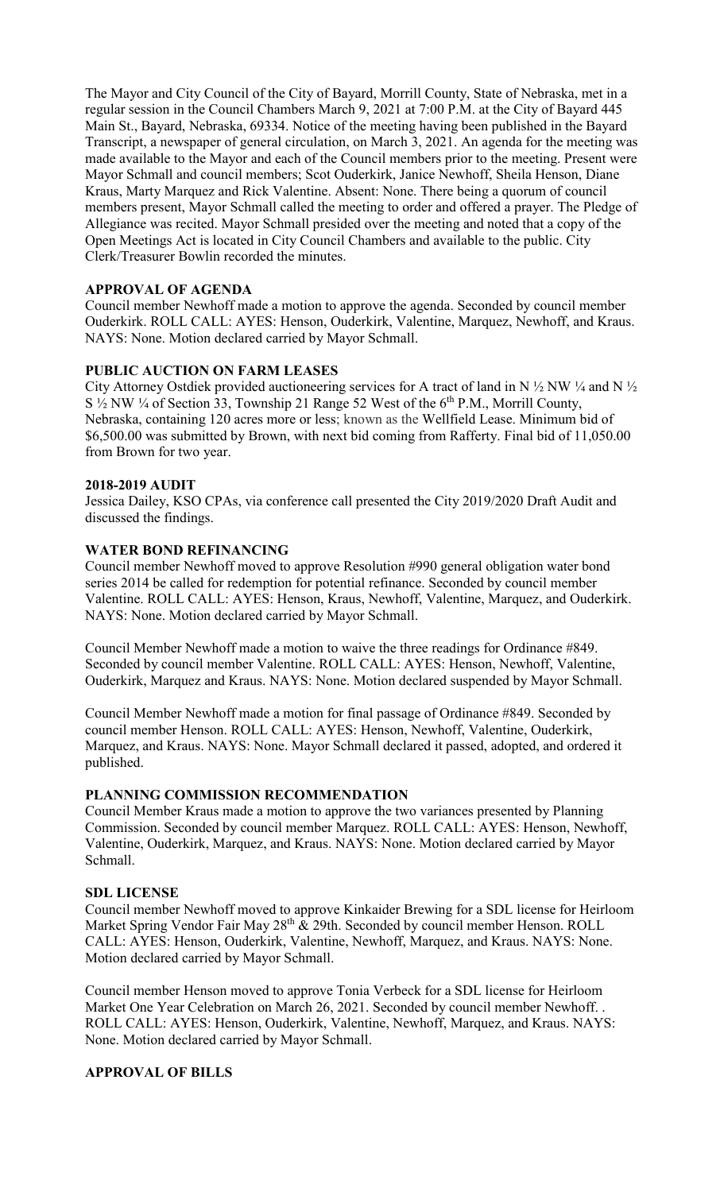The Mayor and City Council of the City of Bayard, Morrill County, State of Nebraska, met in a regular session in the Council Chambers March 9, 2021 at 7:00 P.M. at the City of Bayard 445 Main St., Bayard, Nebraska, 69334. Notice of the meeting having been published in the Bayard Transcript, a newspaper of general circulation, on March 3, 2021. An agenda for the meeting was made available to the Mayor and each of the Council members prior to the meeting. Present were Mayor Schmall and council members; Scot Ouderkirk, Janice Newhoff, Sheila Henson, Diane Kraus, Marty Marquez and Rick Valentine. Absent: None. There being a quorum of council members present, Mayor Schmall called the meeting to order and offered a prayer. The Pledge of Allegiance was recited. Mayor Schmall presided over the meeting and noted that a copy of the Open Meetings Act is located in City Council Chambers and available to the public. City Clerk/Treasurer Bowlin recorded the minutes.

**APPROVAL OF AGENDA**

Council member Newhoff made a motion to approve the agenda. Seconded by council member Ouderkirk. ROLL CALL: AYES: Henson, Ouderkirk, Valentine, Marquez, Newhoff, and Kraus. NAYS: None. Motion declared carried by Mayor Schmall.

**PUBLIC AUCTION ON FARM LEASES**

City Attorney Ostdiek provided auctioneering services for A tract of land in N ½ NW ¼ and N ½ S ½ NW ¼ of Section 33, Township 21 Range 52 West of the 6th P.M., Morrill County, Nebraska, containing 120 acres more or less; known as the Wellfield Lease. Minimum bid of \$6,500.00 was submitted by Brown, with next bid coming from Rafferty. Final bid of 11,050.00 from Brown for two year.

**2018-2019 AUDIT**

Jessica Dailey, KSO CPAs, via conference call presented the City 2019/2020 Draft Audit and discussed the findings.

**WATER BOND REFINANCING**

Council member Newhoff moved to approve Resolution #990 general obligation water bond series 2014 be called for redemption for potential refinance. Seconded by council member Valentine. ROLL CALL: AYES: Henson, Kraus, Newhoff, Valentine, Marquez, and Ouderkirk. NAYS: None. Motion declared carried by Mayor Schmall.

Council Member Newhoff made a motion to waive the three readings for Ordinance #849. Seconded by council member Valentine. ROLL CALL: AYES: Henson, Newhoff, Valentine, Ouderkirk, Marquez and Kraus. NAYS: None. Motion declared suspended by Mayor Schmall.

Council Member Newhoff made a motion for final passage of Ordinance #849. Seconded by council member Henson. ROLL CALL: AYES: Henson, Newhoff, Valentine, Ouderkirk, Marquez, and Kraus. NAYS: None. Mayor Schmall declared it passed, adopted, and ordered it published.

**PLANNING COMMISSION RECOMMENDATION**

Council Member Kraus made a motion to approve the two variances presented by Planning Commission. Seconded by council member Marquez. ROLL CALL: AYES: Henson, Newhoff, Valentine, Ouderkirk, Marquez, and Kraus. NAYS: None. Motion declared carried by Mayor Schmall.

**SDL LICENSE**

Council member Newhoff moved to approve Kinkaider Brewing for a SDL license for Heirloom Market Spring Vendor Fair May 28th & 29th. Seconded by council member Henson. ROLL CALL: AYES: Henson, Ouderkirk, Valentine, Newhoff, Marquez, and Kraus. NAYS: None. Motion declared carried by Mayor Schmall.

Council member Henson moved to approve Tonia Verbeck for a SDL license for Heirloom Market One Year Celebration on March 26, 2021. Seconded by council member Newhoff. . ROLL CALL: AYES: Henson, Ouderkirk, Valentine, Newhoff, Marquez, and Kraus. NAYS: None. Motion declared carried by Mayor Schmall.

**APPROVAL OF BILLS**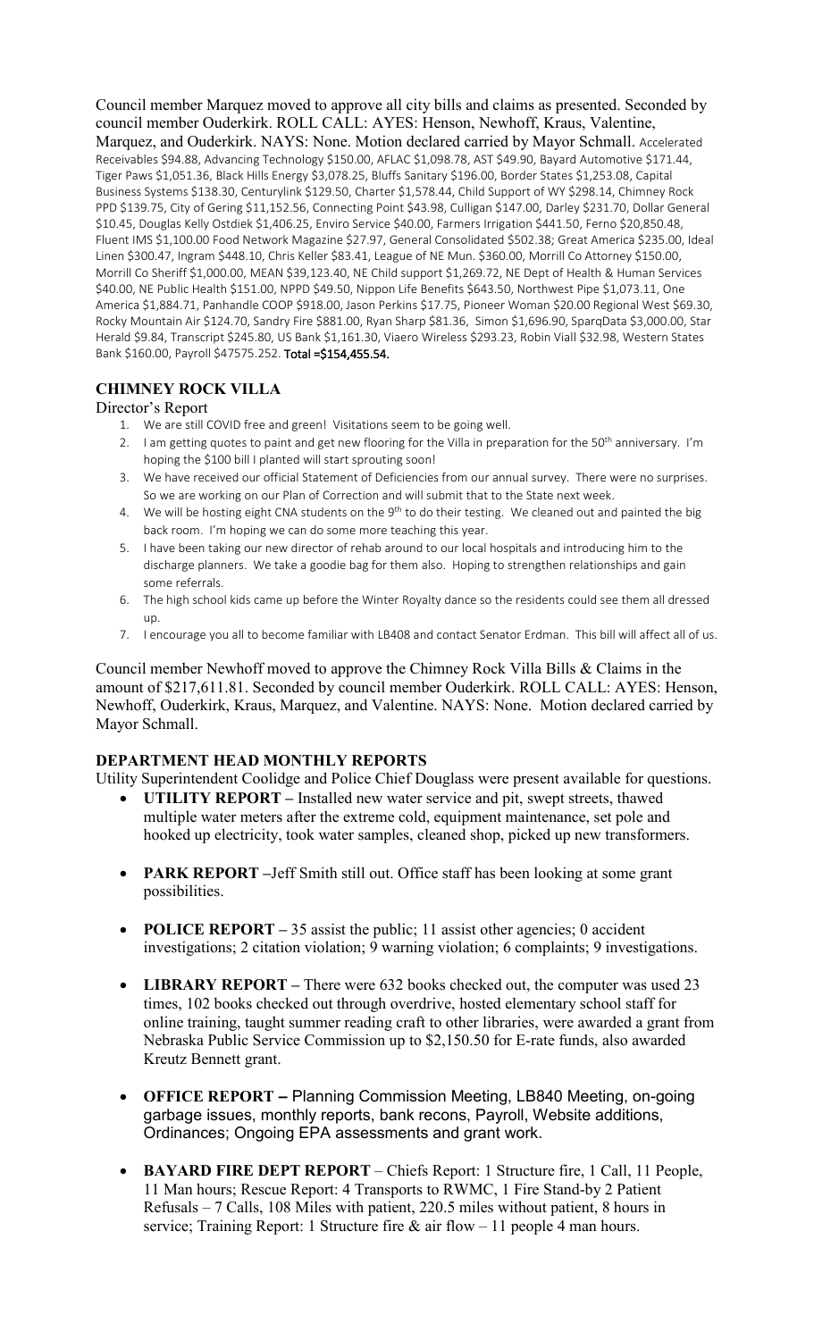Council member Marquez moved to approve all city bills and claims as presented. Seconded by council member Ouderkirk. ROLL CALL: AYES: Henson, Newhoff, Kraus, Valentine, Marquez, and Ouderkirk. NAYS: None. Motion declared carried by Mayor Schmall. Accelerated Receivables $94.88, Advancing Technology $150.00, AFLAC $1,098.78, AST $49.90, Bayard Automotive $171.44, Tiger Paws $1,051.36, Black Hills Energy $3,078.25, Bluffs Sanitary $196.00, Border States $1,253.08, Capital Business Systems $138.30, Centurylink $129.50, Charter $1,578.44, Child Support of WY $298.14, Chimney Rock PPD $139.75, City of Gering $11,152.56, Connecting Point $43.98, Culligan $147.00, Darley $231.70, Dollar General $10.45, Douglas Kelly Ostdiek $1,406.25, Enviro Service $40.00, Farmers Irrigation $441.50, Ferno $20,850.48, Fluent IMS $1,100.00 Food Network Magazine $27.97, General Consolidated $502.38; Great America $235.00, Ideal Linen $300.47, Ingram $448.10, Chris Keller $83.41, League of NE Mun. $360.00, Morrill Co Attorney $150.00, Morrill Co Sheriff $1,000.00, MEAN $39,123.40, NE Child support $1,269.72, NE Dept of Health & Human Services $40.00, NE Public Health $151.00, NPPD $49.50, Nippon Life Benefits $643.50, Northwest Pipe $1,073.11, One America $1,884.71, Panhandle COOP $918.00, Jason Perkins $17.75, Pioneer Woman $20.00 Regional West $69.30, Rocky Mountain Air $124.70, Sandry Fire $881.00, Ryan Sharp $81.36, Simon $1,696.90, SparqData $3,000.00, Star Herald $9.84, Transcript $245.80, US Bank $1,161.30, Viaero Wireless $293.23, Robin Viall $32.98, Western States Bank $160.00, Payroll $47575.252. **Total =$154,455.54.**

## CHIMNEY ROCK VILLA

Director's Report

1. We are still COVID free and green! Visitations seem to be going well.
2. I am getting quotes to paint and get new flooring for the Villa in preparation for the 50th anniversary. I'm hoping the $100 bill I planted will start sprouting soon!
3. We have received our official Statement of Deficiencies from our annual survey. There were no surprises. So we are working on our Plan of Correction and will submit that to the State next week.
4. We will be hosting eight CNA students on the 9th to do their testing. We cleaned out and painted the big back room. I'm hoping we can do some more teaching this year.
5. I have been taking our new director of rehab around to our local hospitals and introducing him to the discharge planners. We take a goodie bag for them also. Hoping to strengthen relationships and gain some referrals.
6. The high school kids came up before the Winter Royalty dance so the residents could see them all dressed up.
7. I encourage you all to become familiar with LB408 and contact Senator Erdman. This bill will affect all of us.

Council member Newhoff moved to approve the Chimney Rock Villa Bills & Claims in the amount of $217,611.81. Seconded by council member Ouderkirk. ROLL CALL: AYES: Henson, Newhoff, Ouderkirk, Kraus, Marquez, and Valentine. NAYS: None. Motion declared carried by Mayor Schmall.

## DEPARTMENT HEAD MONTHLY REPORTS

Utility Superintendent Coolidge and Police Chief Douglass were present available for questions.

- **UTILITY REPORT –** Installed new water service and pit, swept streets, thawed multiple water meters after the extreme cold, equipment maintenance, set pole and hooked up electricity, took water samples, cleaned shop, picked up new transformers.
- **PARK REPORT –**Jeff Smith still out. Office staff has been looking at some grant possibilities.
- **POLICE REPORT –** 35 assist the public; 11 assist other agencies; 0 accident investigations; 2 citation violation; 9 warning violation; 6 complaints; 9 investigations.
- **LIBRARY REPORT –** There were 632 books checked out, the computer was used 23 times, 102 books checked out through overdrive, hosted elementary school staff for online training, taught summer reading craft to other libraries, were awarded a grant from Nebraska Public Service Commission up to $2,150.50 for E-rate funds, also awarded Kreutz Bennett grant.
- **OFFICE REPORT –** Planning Commission Meeting, LB840 Meeting, on-going garbage issues, monthly reports, bank recons, Payroll, Website additions, Ordinances; Ongoing EPA assessments and grant work.
- **BAYARD FIRE DEPT REPORT** – Chiefs Report: 1 Structure fire, 1 Call, 11 People, 11 Man hours; Rescue Report: 4 Transports to RWMC, 1 Fire Stand-by 2 Patient Refusals – 7 Calls, 108 Miles with patient, 220.5 miles without patient, 8 hours in service; Training Report: 1 Structure fire & air flow – 11 people 4 man hours.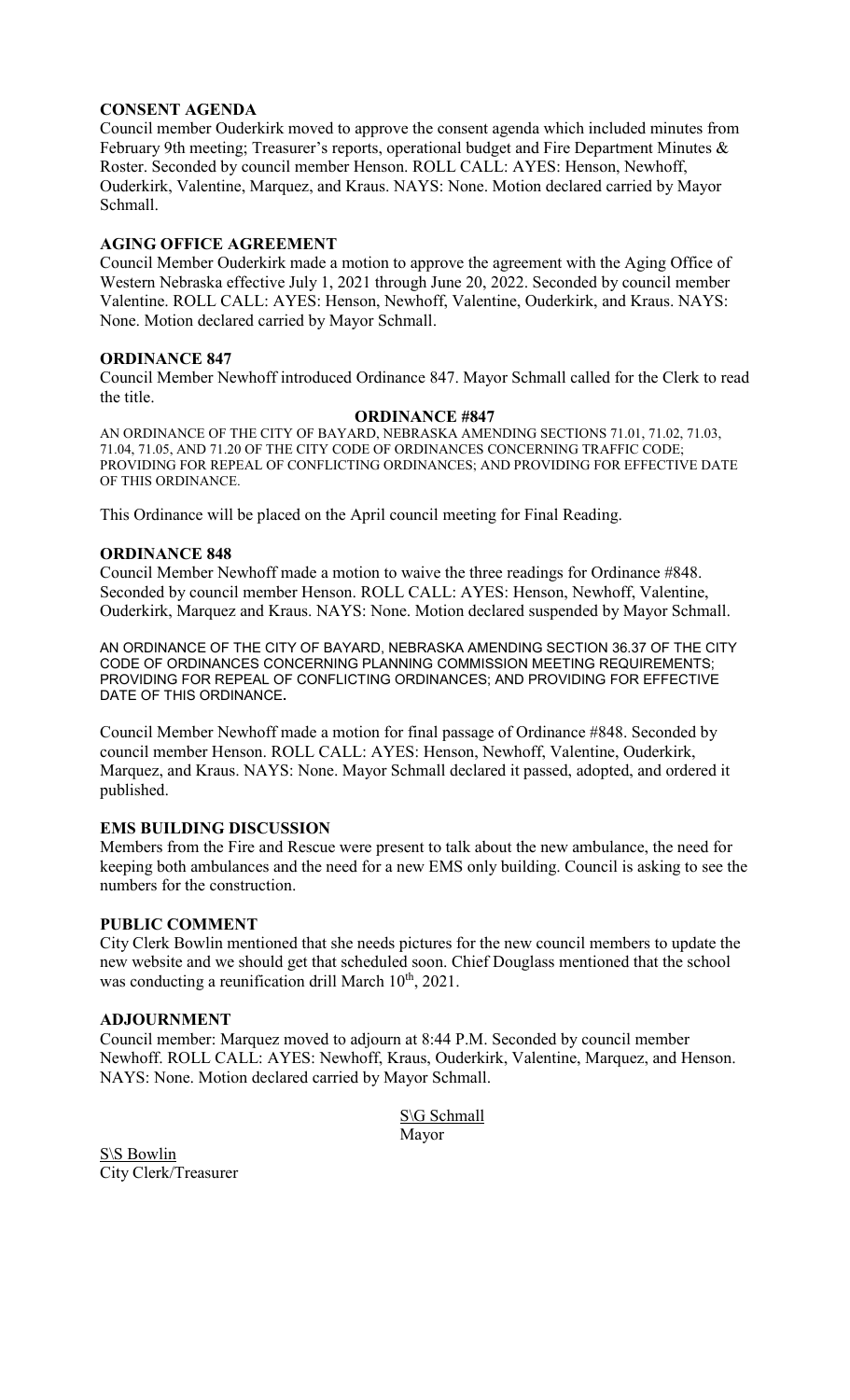## CONSENT AGENDA

Council member Ouderkirk moved to approve the consent agenda which included minutes from February 9th meeting; Treasurer's reports, operational budget and Fire Department Minutes & Roster. Seconded by council member Henson. ROLL CALL: AYES: Henson, Newhoff, Ouderkirk, Valentine, Marquez, and Kraus. NAYS: None. Motion declared carried by Mayor Schmall.

## AGING OFFICE AGREEMENT

Council Member Ouderkirk made a motion to approve the agreement with the Aging Office of Western Nebraska effective July 1, 2021 through June 20, 2022. Seconded by council member Valentine. ROLL CALL: AYES: Henson, Newhoff, Valentine, Ouderkirk, and Kraus. NAYS: None. Motion declared carried by Mayor Schmall.

## ORDINANCE 847

Council Member Newhoff introduced Ordinance 847. Mayor Schmall called for the Clerk to read the title.

**ORDINANCE #847**

AN ORDINANCE OF THE CITY OF BAYARD, NEBRASKA AMENDING SECTIONS 71.01, 71.02, 71.03, 71.04, 71.05, AND 71.20 OF THE CITY CODE OF ORDINANCES CONCERNING TRAFFIC CODE; PROVIDING FOR REPEAL OF CONFLICTING ORDINANCES; AND PROVIDING FOR EFFECTIVE DATE OF THIS ORDINANCE.

This Ordinance will be placed on the April council meeting for Final Reading.

## ORDINANCE 848

Council Member Newhoff made a motion to waive the three readings for Ordinance #848. Seconded by council member Henson. ROLL CALL: AYES: Henson, Newhoff, Valentine, Ouderkirk, Marquez and Kraus. NAYS: None. Motion declared suspended by Mayor Schmall.

AN ORDINANCE OF THE CITY OF BAYARD, NEBRASKA AMENDING SECTION 36.37 OF THE CITY CODE OF ORDINANCES CONCERNING PLANNING COMMISSION MEETING REQUIREMENTS; PROVIDING FOR REPEAL OF CONFLICTING ORDINANCES; AND PROVIDING FOR EFFECTIVE DATE OF THIS ORDINANCE.

Council Member Newhoff made a motion for final passage of Ordinance #848. Seconded by council member Henson. ROLL CALL: AYES: Henson, Newhoff, Valentine, Ouderkirk, Marquez, and Kraus. NAYS: None. Mayor Schmall declared it passed, adopted, and ordered it published.

## EMS BUILDING DISCUSSION

Members from the Fire and Rescue were present to talk about the new ambulance, the need for keeping both ambulances and the need for a new EMS only building. Council is asking to see the numbers for the construction.

## PUBLIC COMMENT

City Clerk Bowlin mentioned that she needs pictures for the new council members to update the new website and we should get that scheduled soon. Chief Douglass mentioned that the school was conducting a reunification drill March 10th, 2021.

## ADJOURNMENT

Council member: Marquez moved to adjourn at 8:44 P.M. Seconded by council member Newhoff. ROLL CALL: AYES: Newhoff, Kraus, Ouderkirk, Valentine, Marquez, and Henson. NAYS: None. Motion declared carried by Mayor Schmall.

S\G Schmall
Mayor

S\S Bowlin
City Clerk/Treasurer